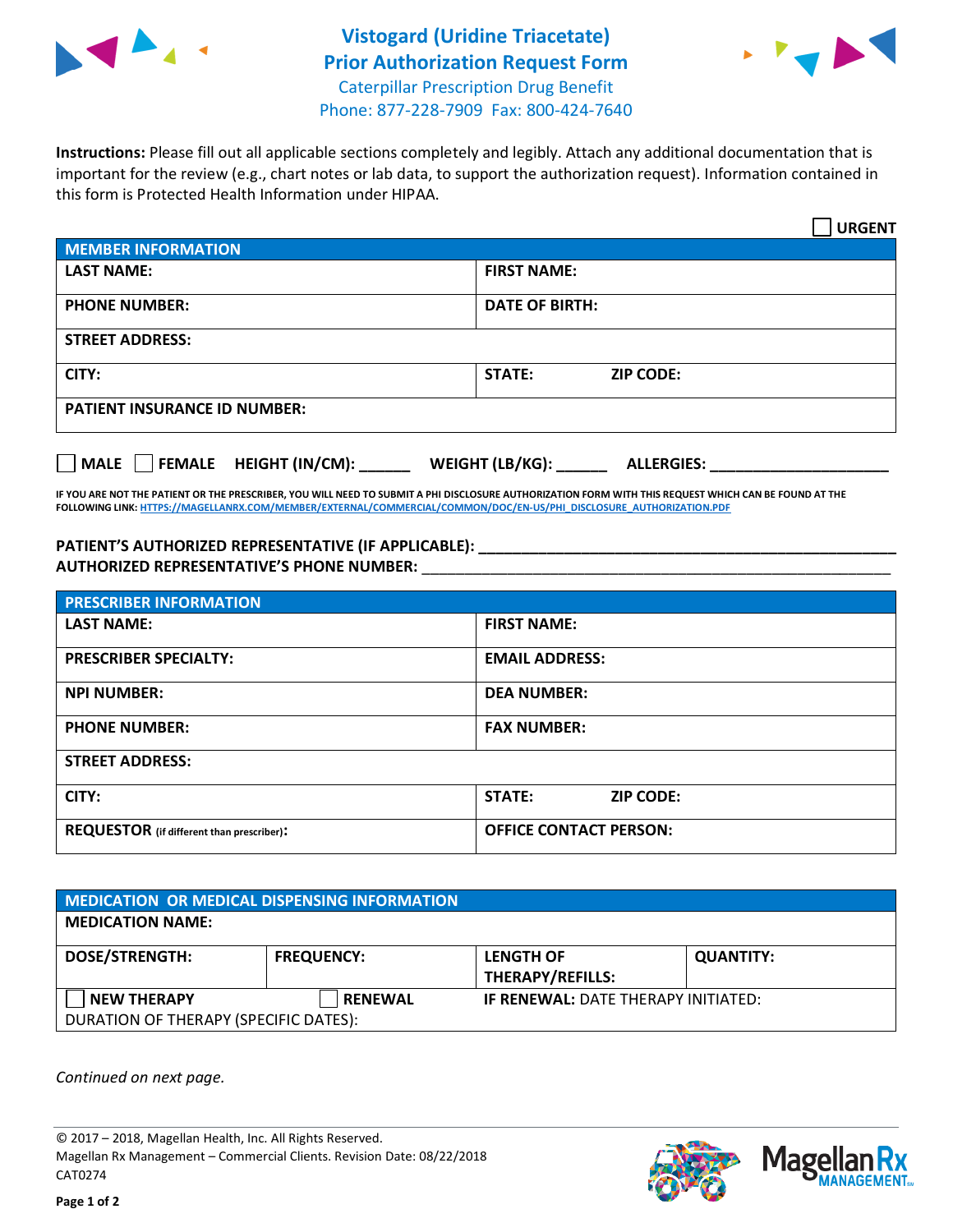# Vistogard (Uridine Triacetate) Prior Authorization Request Form

Caterpillar Prescription Drug Benefit
Phone: 877-228-7909 Fax: 800-424-7640

**Instructions:** Please fill out all applicable sections completely and legibly. Attach any additional documentation that is important for the review (e.g., chart notes or lab data, to support the authorization request). Information contained in this form is Protected Health Information under HIPAA.

☐ **URGENT**

| MEMBER INFORMATION | |
|---|---|
| **LAST NAME:** | **FIRST NAME:** |
| **PHONE NUMBER:** | **DATE OF BIRTH:** |
| **STREET ADDRESS:** | |
| **CITY:** | **STATE:** **ZIP CODE:** |
| **PATIENT INSURANCE ID NUMBER:** | |

☐ **MALE** ☐ **FEMALE** **HEIGHT (IN/CM):** ______ **WEIGHT (LB/KG):** ______ **ALLERGIES:** ____________________

**IF YOU ARE NOT THE PATIENT OR THE PRESCRIBER, YOU WILL NEED TO SUBMIT A PHI DISCLOSURE AUTHORIZATION FORM WITH THIS REQUEST WHICH CAN BE FOUND AT THE FOLLOWING LINK: HTTPS://MAGELLANRX.COM/MEMBER/EXTERNAL/COMMERCIAL/COMMON/DOC/EN-US/PHI_DISCLOSURE_AUTHORIZATION.PDF**

**PATIENT'S AUTHORIZED REPRESENTATIVE (IF APPLICABLE):** ____________________________________________
**AUTHORIZED REPRESENTATIVE'S PHONE NUMBER:** ____________________________________________

| PRESCRIBER INFORMATION | |
|---|---|
| **LAST NAME:** | **FIRST NAME:** |
| **PRESCRIBER SPECIALTY:** | **EMAIL ADDRESS:** |
| **NPI NUMBER:** | **DEA NUMBER:** |
| **PHONE NUMBER:** | **FAX NUMBER:** |
| **STREET ADDRESS:** | |
| **CITY:** | **STATE:** **ZIP CODE:** |
| **REQUESTOR** (if different than prescriber)**:** | **OFFICE CONTACT PERSON:** |

| MEDICATION OR MEDICAL DISPENSING INFORMATION | | | |
|---|---|---|---|
| **MEDICATION NAME:** | | | |
| **DOSE/STRENGTH:** | **FREQUENCY:** | **LENGTH OF THERAPY/REFILLS:** | **QUANTITY:** |
| ☐ **NEW THERAPY** | ☐ **RENEWAL** | **IF RENEWAL:** DATE THERAPY INITIATED: | |
| DURATION OF THERAPY (SPECIFIC DATES): | | | |

*Continued on next page.*

© 2017 – 2018, Magellan Health, Inc. All Rights Reserved.
Magellan Rx Management – Commercial Clients. Revision Date: 08/22/2018
CAT0274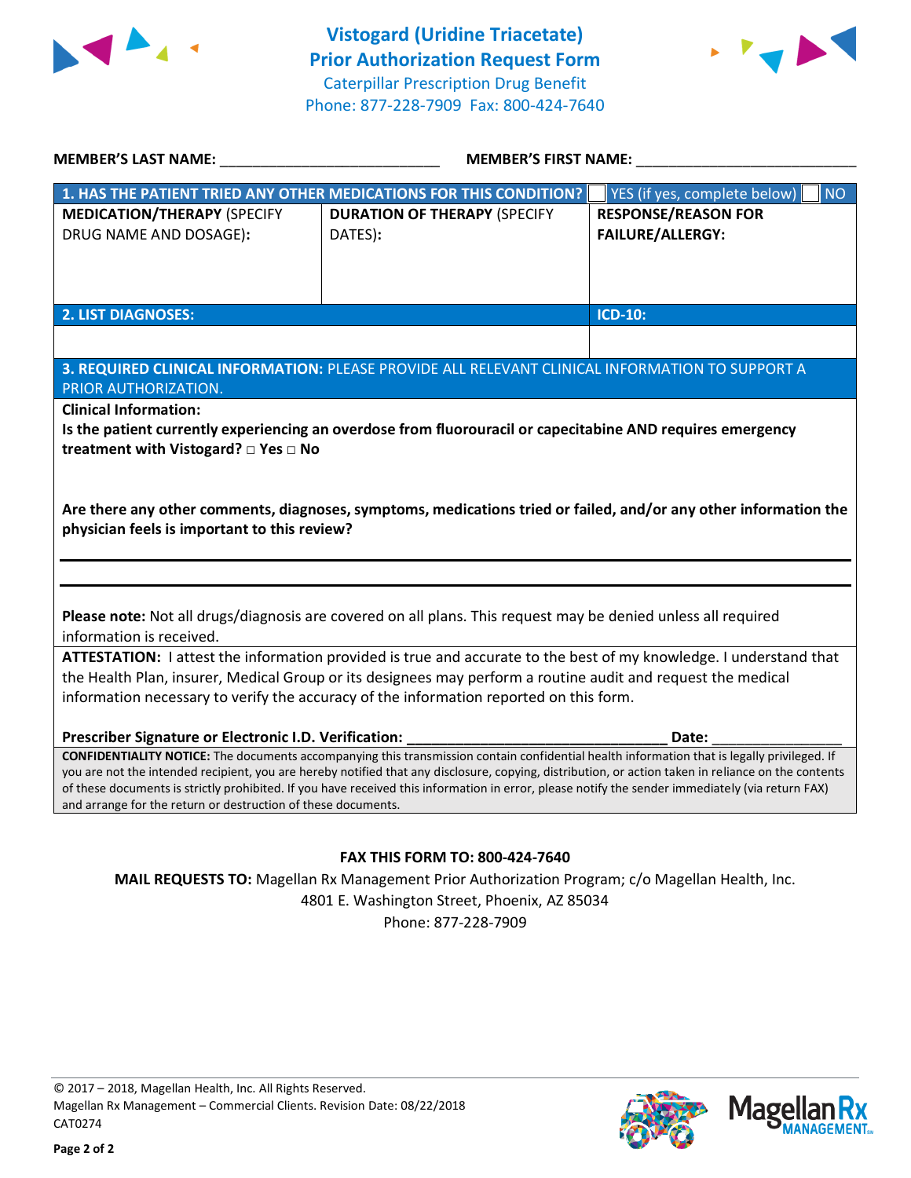# Vistogard (Uridine Triacetate)
## Prior Authorization Request Form

Caterpillar Prescription Drug Benefit
Phone: 877-228-7909 Fax: 800-424-7640

**MEMBER'S LAST NAME:** ___________________________ **MEMBER'S FIRST NAME:** ___________________________

| **1. HAS THE PATIENT TRIED ANY OTHER MEDICATIONS FOR THIS CONDITION?** | | ☐ YES (if yes, complete below) ☐ NO |
|---|---|---|
| **MEDICATION/THERAPY** (SPECIFY DRUG NAME AND DOSAGE): | **DURATION OF THERAPY** (SPECIFY DATES): | **RESPONSE/REASON FOR FAILURE/ALLERGY:** |
| | | |

| **2. LIST DIAGNOSES:** | **ICD-10:** |
|---|---|
| | |

**3. REQUIRED CLINICAL INFORMATION:** PLEASE PROVIDE ALL RELEVANT CLINICAL INFORMATION TO SUPPORT A PRIOR AUTHORIZATION.

**Clinical Information:**

**Is the patient currently experiencing an overdose from fluorouracil or capecitabine AND requires emergency treatment with Vistogard? □ Yes □ No**

**Are there any other comments, diagnoses, symptoms, medications tried or failed, and/or any other information the physician feels is important to this review?**

___________________________________________________________________________

___________________________________________________________________________

**Please note:** Not all drugs/diagnosis are covered on all plans. This request may be denied unless all required information is received.

**ATTESTATION:** I attest the information provided is true and accurate to the best of my knowledge. I understand that the Health Plan, insurer, Medical Group or its designees may perform a routine audit and request the medical information necessary to verify the accuracy of the information reported on this form.

**Prescriber Signature or Electronic I.D. Verification:** ________________________________ **Date:** ________________

**CONFIDENTIALITY NOTICE:** The documents accompanying this transmission contain confidential health information that is legally privileged. If you are not the intended recipient, you are hereby notified that any disclosure, copying, distribution, or action taken in reliance on the contents of these documents is strictly prohibited. If you have received this information in error, please notify the sender immediately (via return FAX) and arrange for the return or destruction of these documents.

**FAX THIS FORM TO: 800-424-7640**

**MAIL REQUESTS TO:** Magellan Rx Management Prior Authorization Program; c/o Magellan Health, Inc.
4801 E. Washington Street, Phoenix, AZ 85034
Phone: 877-228-7909

© 2017 – 2018, Magellan Health, Inc. All Rights Reserved.
Magellan Rx Management – Commercial Clients. Revision Date: 08/22/2018
CAT0274